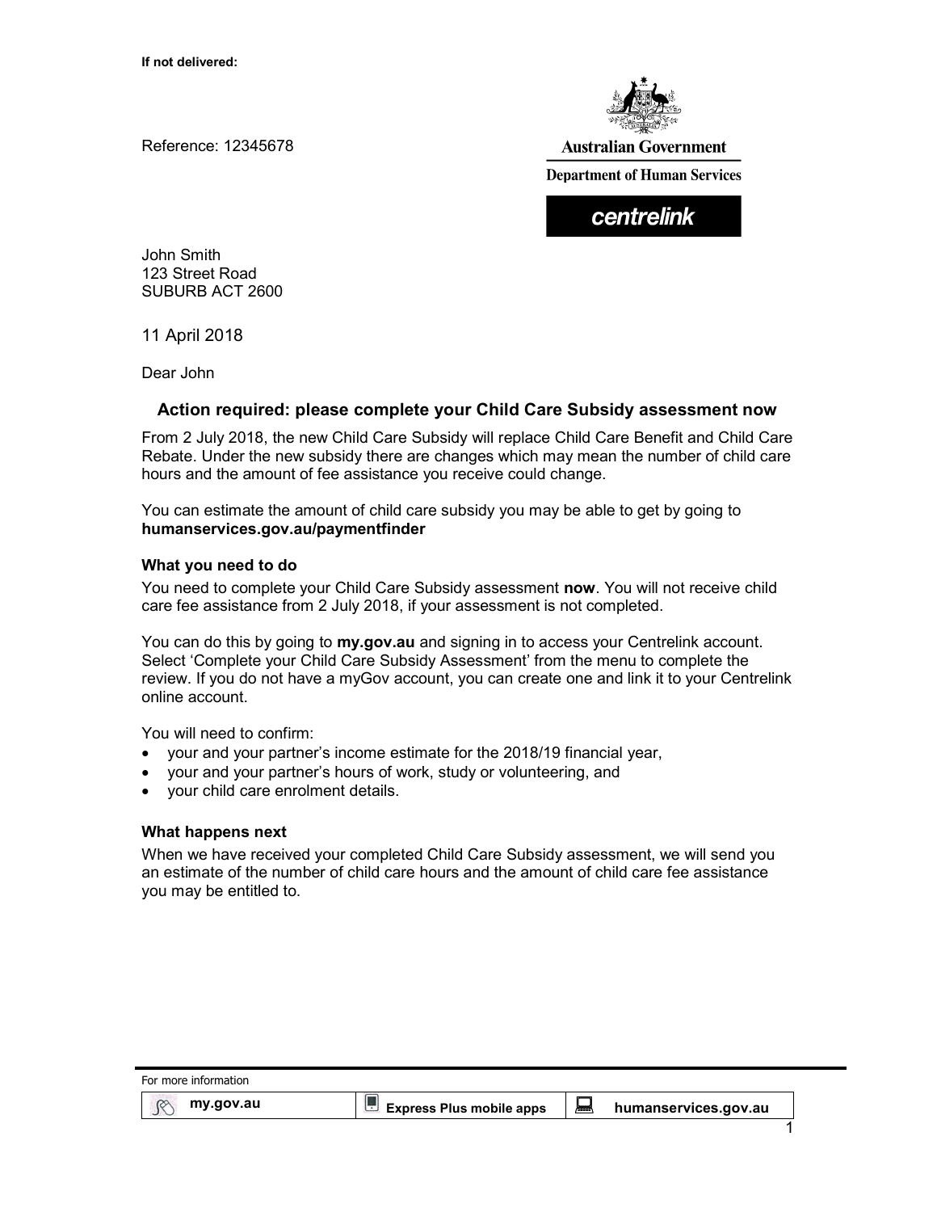**If not delivered:**

Reference: 12345678

**Australian Government**

**Department of Human Services**

**centrelink**

John Smith
123 Street Road
SUBURB ACT 2600

11 April 2018

Dear John

## Action required: please complete your Child Care Subsidy assessment now

From 2 July 2018, the new Child Care Subsidy will replace Child Care Benefit and Child Care Rebate. Under the new subsidy there are changes which may mean the number of child care hours and the amount of fee assistance you receive could change.

You can estimate the amount of child care subsidy you may be able to get by going to **humanservices.gov.au/paymentfinder**

### What you need to do

You need to complete your Child Care Subsidy assessment **now**. You will not receive child care fee assistance from 2 July 2018, if your assessment is not completed.

You can do this by going to **my.gov.au** and signing in to access your Centrelink account. Select 'Complete your Child Care Subsidy Assessment' from the menu to complete the review. If you do not have a myGov account, you can create one and link it to your Centrelink online account.

You will need to confirm:

- your and your partner's income estimate for the 2018/19 financial year,
- your and your partner's hours of work, study or volunteering, and
- your child care enrolment details.

### What happens next

When we have received your completed Child Care Subsidy assessment, we will send you an estimate of the number of child care hours and the amount of child care fee assistance you may be entitled to.

For more information

| my.gov.au | Express Plus mobile apps | humanservices.gov.au |
|---|---|---|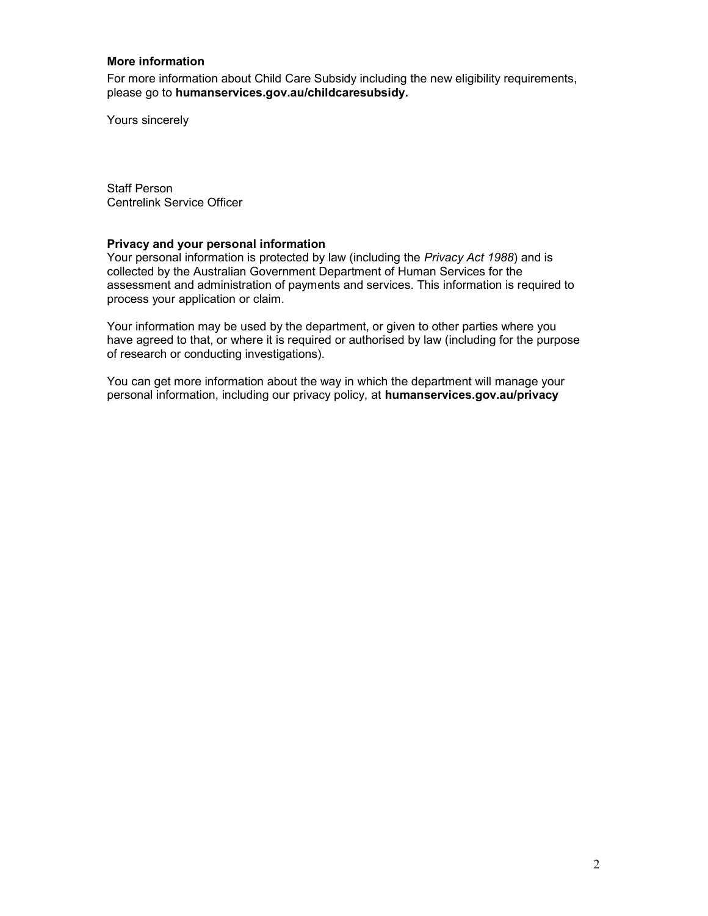**More information**

For more information about Child Care Subsidy including the new eligibility requirements, please go to **humanservices.gov.au/childcaresubsidy.**

Yours sincerely

Staff Person
Centrelink Service Officer

**Privacy and your personal information**

Your personal information is protected by law (including the *Privacy Act 1988*) and is collected by the Australian Government Department of Human Services for the assessment and administration of payments and services. This information is required to process your application or claim.

Your information may be used by the department, or given to other parties where you have agreed to that, or where it is required or authorised by law (including for the purpose of research or conducting investigations).

You can get more information about the way in which the department will manage your personal information, including our privacy policy, at **humanservices.gov.au/privacy**